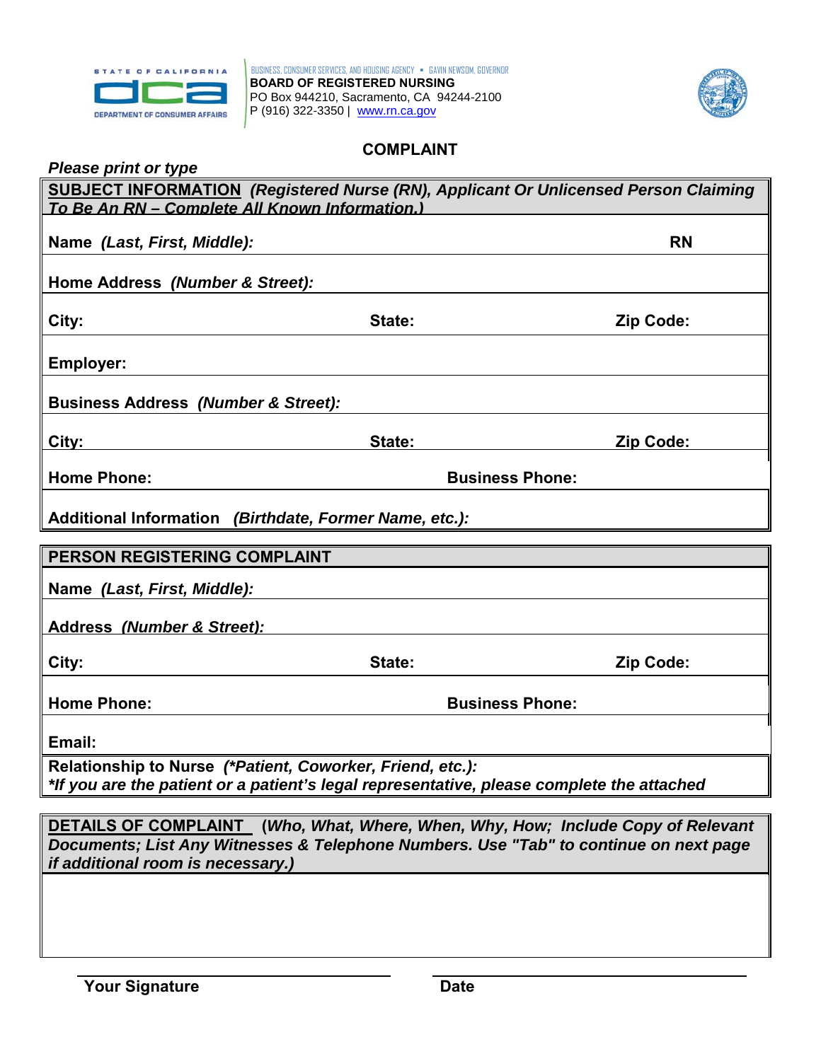STATE OF CALIFORNIA
DEPARTMENT OF CONSUMER AFFAIRS

BUSINESS, CONSUMER SERVICES, AND HOUSING AGENCY • GAVIN NEWSOM, GOVERNOR
**BOARD OF REGISTERED NURSING**
PO Box 944210, Sacramento, CA 94244-2100
P (916) 322-3350 | www.rn.ca.gov

# COMPLAINT

***Please print or type***

## SUBJECT INFORMATION *(Registered Nurse (RN), Applicant Or Unlicensed Person Claiming To Be An RN – Complete All Known Information.)*

**Name** ***(Last, First, Middle):*** **RN**

**Home Address** ***(Number & Street):***

**City:** **State:** **Zip Code:**

**Employer:**

**Business Address** ***(Number & Street):***

**City:** **State:** **Zip Code:**

**Home Phone:** **Business Phone:**

**Additional Information** ***(Birthdate, Former Name, etc.):***

## PERSON REGISTERING COMPLAINT

**Name** ***(Last, First, Middle):***

**Address** ***(Number & Street):***

**City:** **State:** **Zip Code:**

**Home Phone:** **Business Phone:**

**Email:**

**Relationship to Nurse** ***(*Patient, Coworker, Friend, etc.):***
***\*If you are the patient or a patient's legal representative, please complete the attached***

## DETAILS OF COMPLAINT (*Who, What, Where, When, Why, How; Include Copy of Relevant Documents; List Any Witnesses & Telephone Numbers. Use "Tab" to continue on next page if additional room is necessary.)*

**Your Signature** **Date**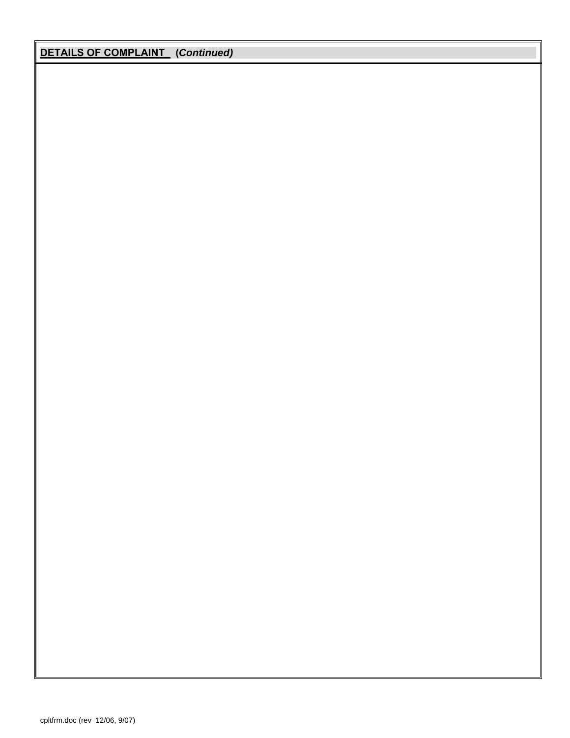**DETAILS OF COMPLAINT** (***Continued***)

cpltfrm.doc (rev 12/06, 9/07)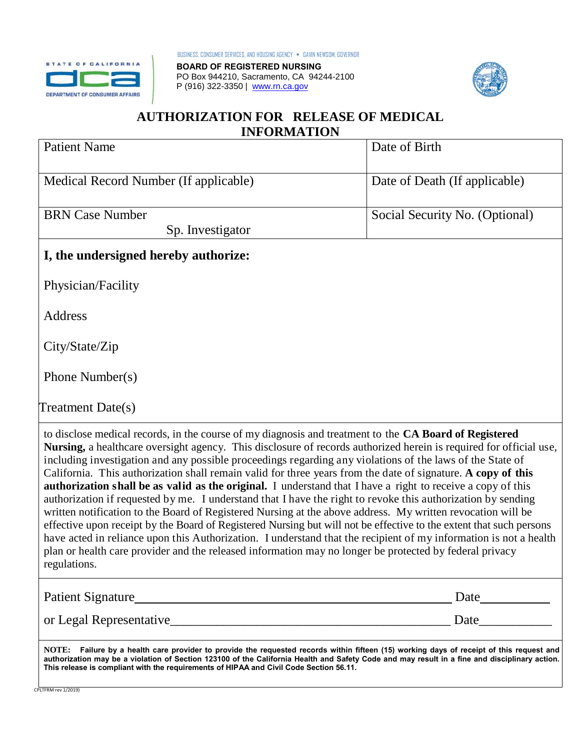BUSINESS, CONSUMER SERVICES, AND HOUSING AGENCY • GAVIN NEWSOM, GOVERNOR

**BOARD OF REGISTERED NURSING**
PO Box 944210, Sacramento, CA 94244-2100
P (916) 322-3350 | www.rn.ca.gov

# AUTHORIZATION FOR RELEASE OF MEDICAL INFORMATION

| | |
|---|---|
| Patient Name | Date of Birth |
| Medical Record Number (If applicable) | Date of Death (If applicable) |
| BRN Case Number<br>Sp. Investigator | Social Security No. (Optional) |

**I, the undersigned hereby authorize:**

Physician/Facility

Address

City/State/Zip

Phone Number(s)

Treatment Date(s)

to disclose medical records, in the course of my diagnosis and treatment to the **CA Board of Registered Nursing,** a healthcare oversight agency. This disclosure of records authorized herein is required for official use, including investigation and any possible proceedings regarding any violations of the laws of the State of California. This authorization shall remain valid for three years from the date of signature. **A copy of this authorization shall be as valid as the original.** I understand that I have a right to receive a copy of this authorization if requested by me. I understand that I have the right to revoke this authorization by sending written notification to the Board of Registered Nursing at the above address. My written revocation will be effective upon receipt by the Board of Registered Nursing but will not be effective to the extent that such persons have acted in reliance upon this Authorization. I understand that the recipient of my information is not a health plan or health care provider and the released information may no longer be protected by federal privacy regulations.

Patient Signature_______________________________________________ Date___________

or Legal Representative__________________________________________ Date___________

**NOTE: Failure by a health care provider to provide the requested records within fifteen (15) working days of receipt of this request and authorization may be a violation of Section 123100 of the California Health and Safety Code and may result in a fine and disciplinary action. This release is compliant with the requirements of HIPAA and Civil Code Section 56.11.**

CPLTFRM rev 1/2019)